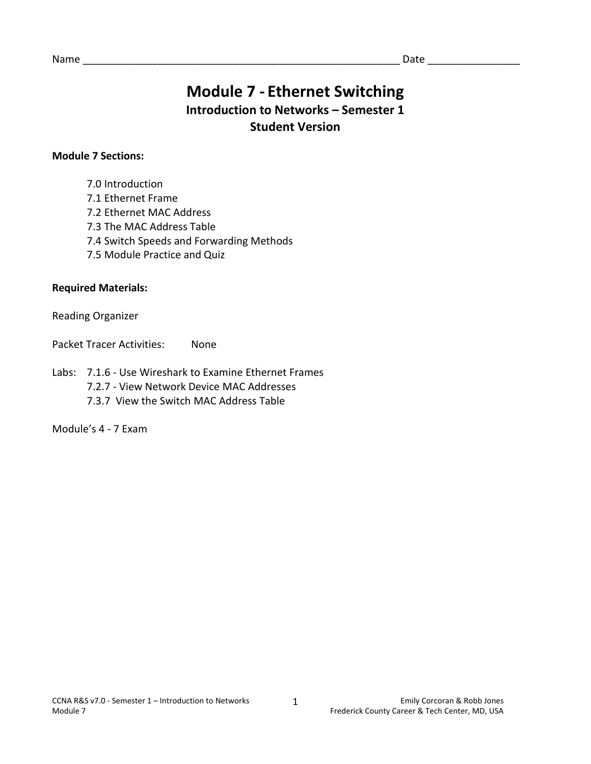Name ________________________________________________________ Date _______________

# Module 7 - Ethernet Switching

## Introduction to Networks – Semester 1

## Student Version

**Module 7 Sections:**

- 7.0 Introduction
- 7.1 Ethernet Frame
- 7.2 Ethernet MAC Address
- 7.3 The MAC Address Table
- 7.4 Switch Speeds and Forwarding Methods
- 7.5 Module Practice and Quiz

**Required Materials:**

Reading Organizer

Packet Tracer Activities: None

Labs:
- 7.1.6 - Use Wireshark to Examine Ethernet Frames
- 7.2.7 - View Network Device MAC Addresses
- 7.3.7 View the Switch MAC Address Table

Module's 4 - 7 Exam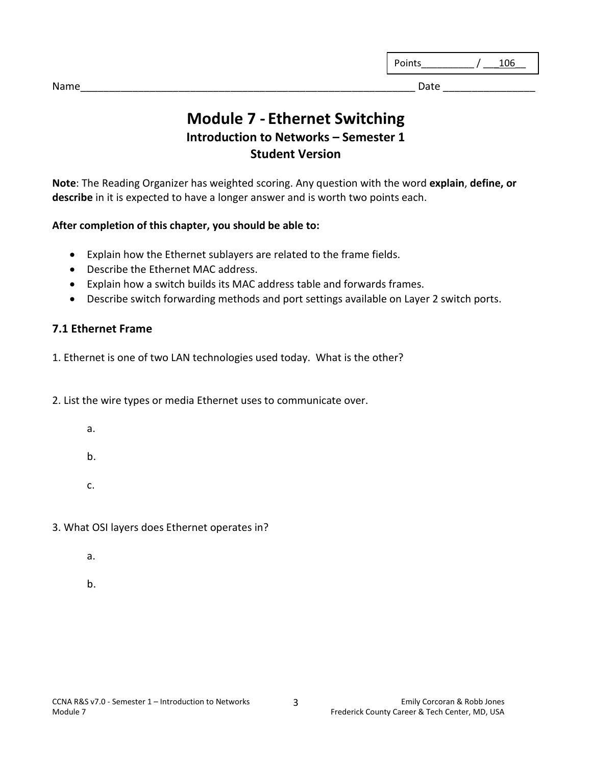Points_________ / ___106__

Name__________________________________________________________ Date ________________

# Module 7 - Ethernet Switching

### Introduction to Networks – Semester 1

### Student Version

**Note**: The Reading Organizer has weighted scoring. Any question with the word **explain**, **define, or describe** in it is expected to have a longer answer and is worth two points each.

**After completion of this chapter, you should be able to:**

- Explain how the Ethernet sublayers are related to the frame fields.
- Describe the Ethernet MAC address.
- Explain how a switch builds its MAC address table and forwards frames.
- Describe switch forwarding methods and port settings available on Layer 2 switch ports.

## 7.1 Ethernet Frame

1. Ethernet is one of two LAN technologies used today. What is the other?

2. List the wire types or media Ethernet uses to communicate over.

   a.

   b.

   c.

3. What OSI layers does Ethernet operates in?

   a.

   b.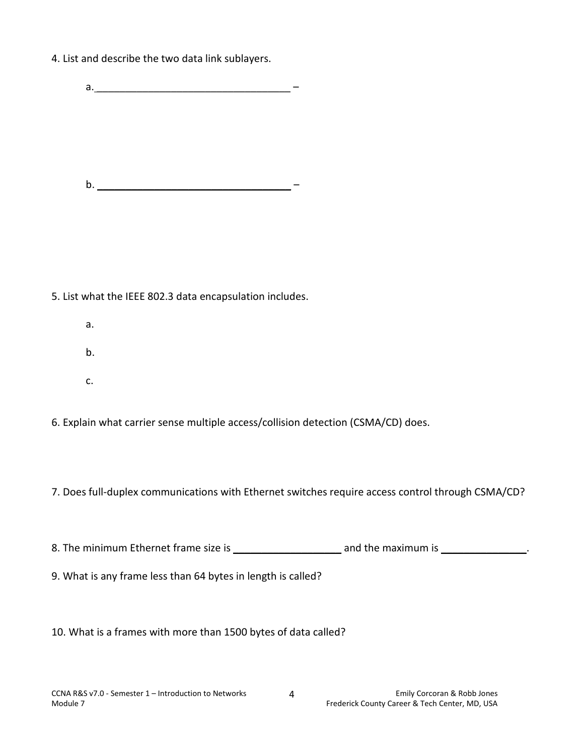4. List and describe the two data link sublayers.

a.___________________________________ –

b. ___________________________________ –

5. List what the IEEE 802.3 data encapsulation includes.

a.

b.

c.

6. Explain what carrier sense multiple access/collision detection (CSMA/CD) does.

7. Does full-duplex communications with Ethernet switches require access control through CSMA/CD?

8. The minimum Ethernet frame size is ___________________ and the maximum is _______________.

9. What is any frame less than 64 bytes in length is called?

10. What is a frames with more than 1500 bytes of data called?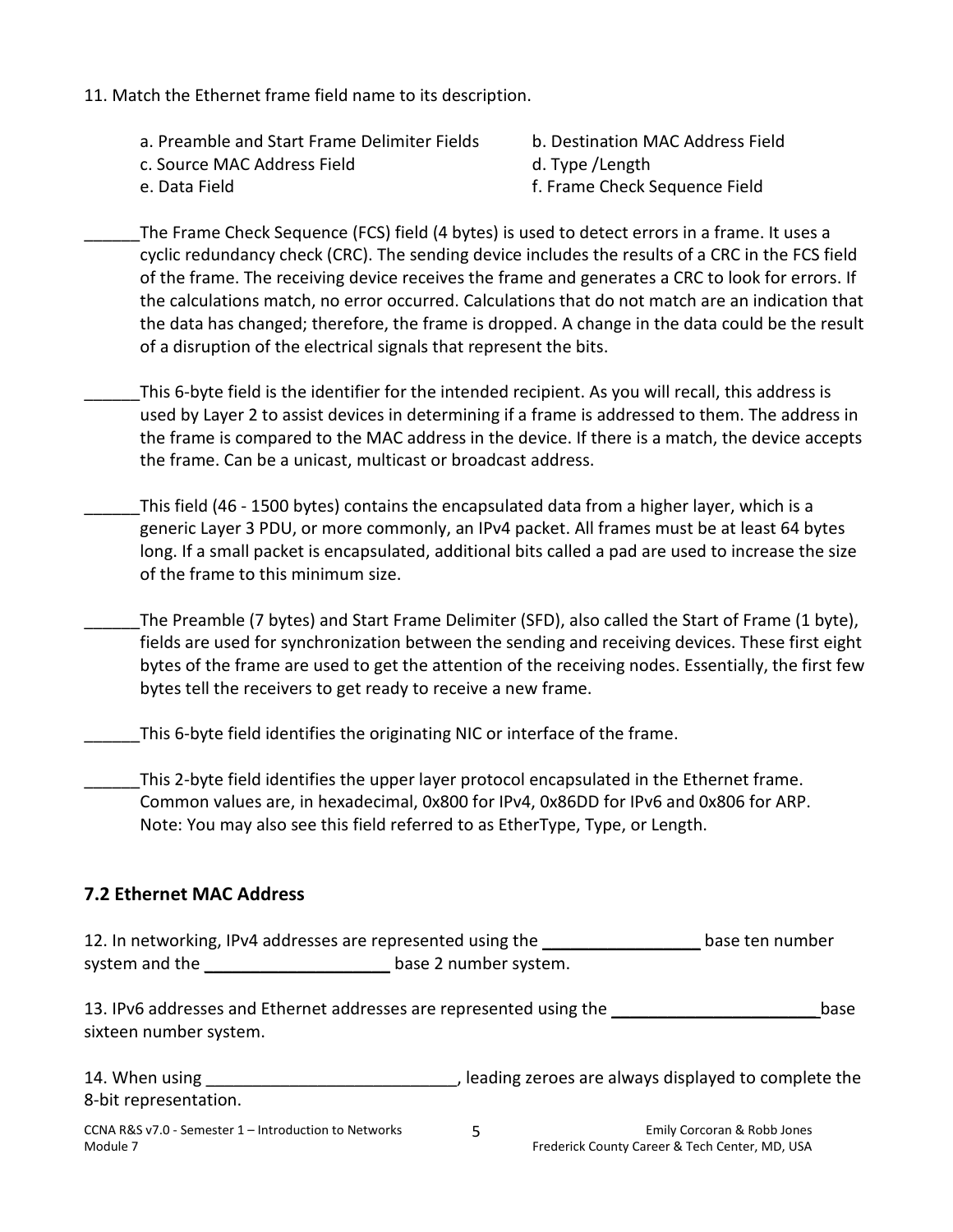11. Match the Ethernet frame field name to its description.

- a. Preamble and Start Frame Delimiter Fields
- b. Destination MAC Address Field
- c. Source MAC Address Field
- d. Type /Length
- e. Data Field
- f. Frame Check Sequence Field

______The Frame Check Sequence (FCS) field (4 bytes) is used to detect errors in a frame. It uses a cyclic redundancy check (CRC). The sending device includes the results of a CRC in the FCS field of the frame. The receiving device receives the frame and generates a CRC to look for errors. If the calculations match, no error occurred. Calculations that do not match are an indication that the data has changed; therefore, the frame is dropped. A change in the data could be the result of a disruption of the electrical signals that represent the bits.

______This 6-byte field is the identifier for the intended recipient. As you will recall, this address is used by Layer 2 to assist devices in determining if a frame is addressed to them. The address in the frame is compared to the MAC address in the device. If there is a match, the device accepts the frame. Can be a unicast, multicast or broadcast address.

______This field (46 - 1500 bytes) contains the encapsulated data from a higher layer, which is a generic Layer 3 PDU, or more commonly, an IPv4 packet. All frames must be at least 64 bytes long. If a small packet is encapsulated, additional bits called a pad are used to increase the size of the frame to this minimum size.

______The Preamble (7 bytes) and Start Frame Delimiter (SFD), also called the Start of Frame (1 byte), fields are used for synchronization between the sending and receiving devices. These first eight bytes of the frame are used to get the attention of the receiving nodes. Essentially, the first few bytes tell the receivers to get ready to receive a new frame.

______This 6-byte field identifies the originating NIC or interface of the frame.

______This 2-byte field identifies the upper layer protocol encapsulated in the Ethernet frame. Common values are, in hexadecimal, 0x800 for IPv4, 0x86DD for IPv6 and 0x806 for ARP. Note: You may also see this field referred to as EtherType, Type, or Length.

## 7.2 Ethernet MAC Address

12. In networking, IPv4 addresses are represented using the ________________ base ten number system and the ____________________ base 2 number system.

13. IPv6 addresses and Ethernet addresses are represented using the ______________________ base sixteen number system.

14. When using __________________________, leading zeroes are always displayed to complete the 8-bit representation.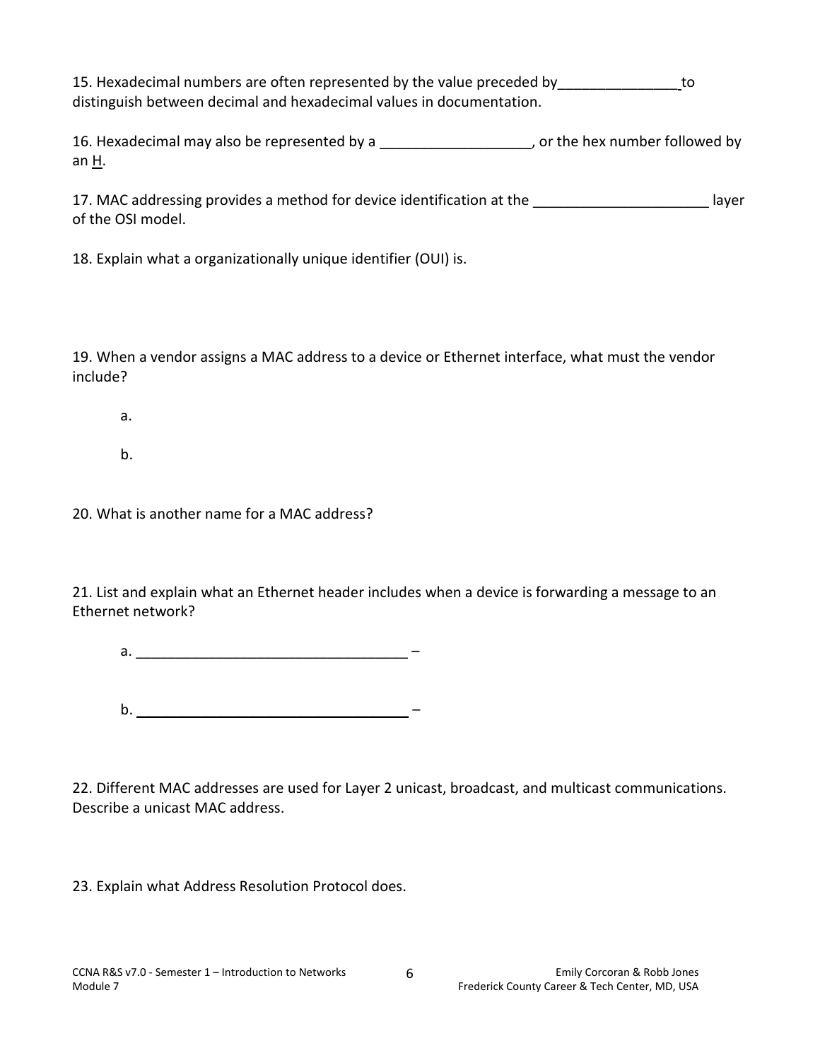15. Hexadecimal numbers are often represented by the value preceded by_______________ to distinguish between decimal and hexadecimal values in documentation.

16. Hexadecimal may also be represented by a ___________________, or the hex number followed by an H.

17. MAC addressing provides a method for device identification at the ______________________ layer of the OSI model.

18. Explain what a organizationally unique identifier (OUI) is.

19. When a vendor assigns a MAC address to a device or Ethernet interface, what must the vendor include?

a.

b.

20. What is another name for a MAC address?

21. List and explain what an Ethernet header includes when a device is forwarding a message to an Ethernet network?

a. ___________________________________ –

b. ___________________________________ –

22. Different MAC addresses are used for Layer 2 unicast, broadcast, and multicast communications. Describe a unicast MAC address.

23. Explain what Address Resolution Protocol does.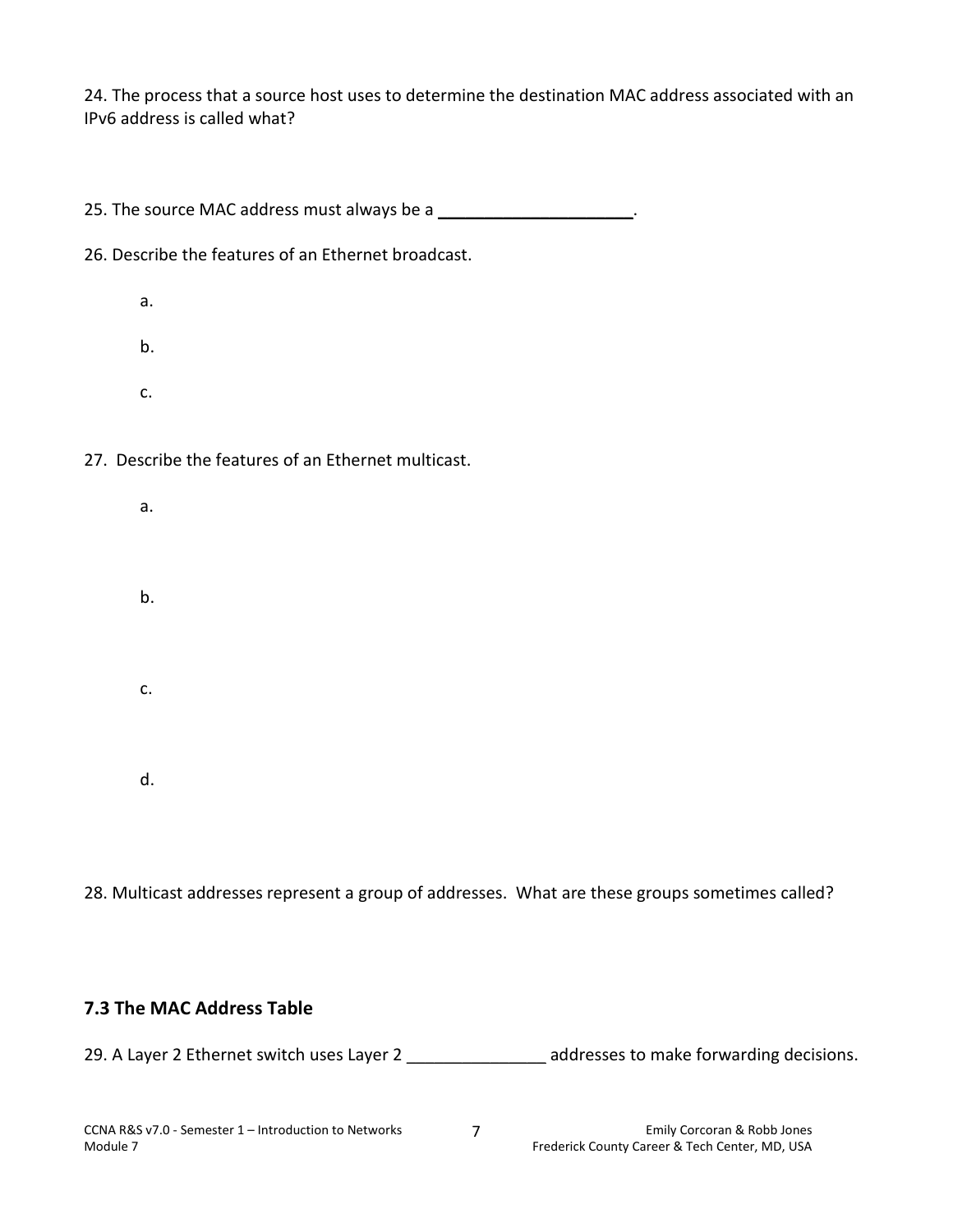24. The process that a source host uses to determine the destination MAC address associated with an IPv6 address is called what?

25. The source MAC address must always be a _____________________.

26. Describe the features of an Ethernet broadcast.

a.

b.

c.

27. Describe the features of an Ethernet multicast.

a.

b.

c.

d.

28. Multicast addresses represent a group of addresses. What are these groups sometimes called?

### 7.3 The MAC Address Table

29. A Layer 2 Ethernet switch uses Layer 2 _______________ addresses to make forwarding decisions.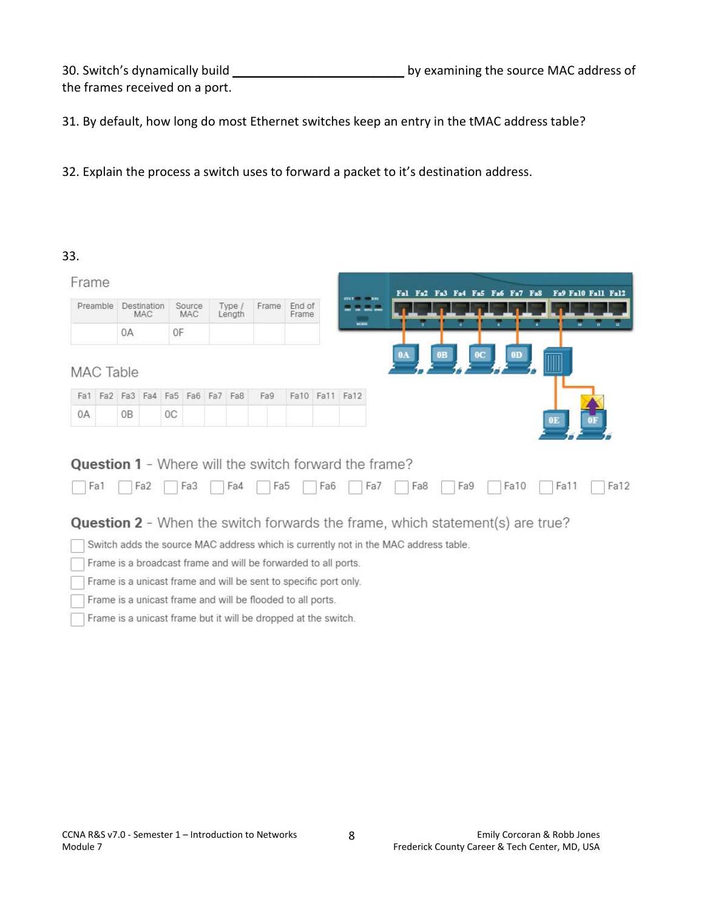30. Switch's dynamically build ________________________ by examining the source MAC address of the frames received on a port.

31. By default, how long do most Ethernet switches keep an entry in the tMAC address table?

32. Explain the process a switch uses to forward a packet to it's destination address.

33.

Frame

| Preamble | Destination MAC | Source MAC | Type / Length | Frame | End of Frame |
|---|---|---|---|---|---|
| | 0A | 0F | | | |

MAC Table

| Fa1 | Fa2 | Fa3 | Fa4 | Fa5 | Fa6 | Fa7 | Fa8 | Fa9 | Fa10 | Fa11 | Fa12 |
|---|---|---|---|---|---|---|---|---|---|---|---|
| 0A | | 0B | | 0C | | | | | | | |

**Question 1** - Where will the switch forward the frame?

☐ Fa1 ☐ Fa2 ☐ Fa3 ☐ Fa4 ☐ Fa5 ☐ Fa6 ☐ Fa7 ☐ Fa8 ☐ Fa9 ☐ Fa10 ☐ Fa11 ☐ Fa12

**Question 2** - When the switch forwards the frame, which statement(s) are true?

☐ Switch adds the source MAC address which is currently not in the MAC address table.

☐ Frame is a broadcast frame and will be forwarded to all ports.

☐ Frame is a unicast frame and will be sent to specific port only.

☐ Frame is a unicast frame and will be flooded to all ports.

☐ Frame is a unicast frame but it will be dropped at the switch.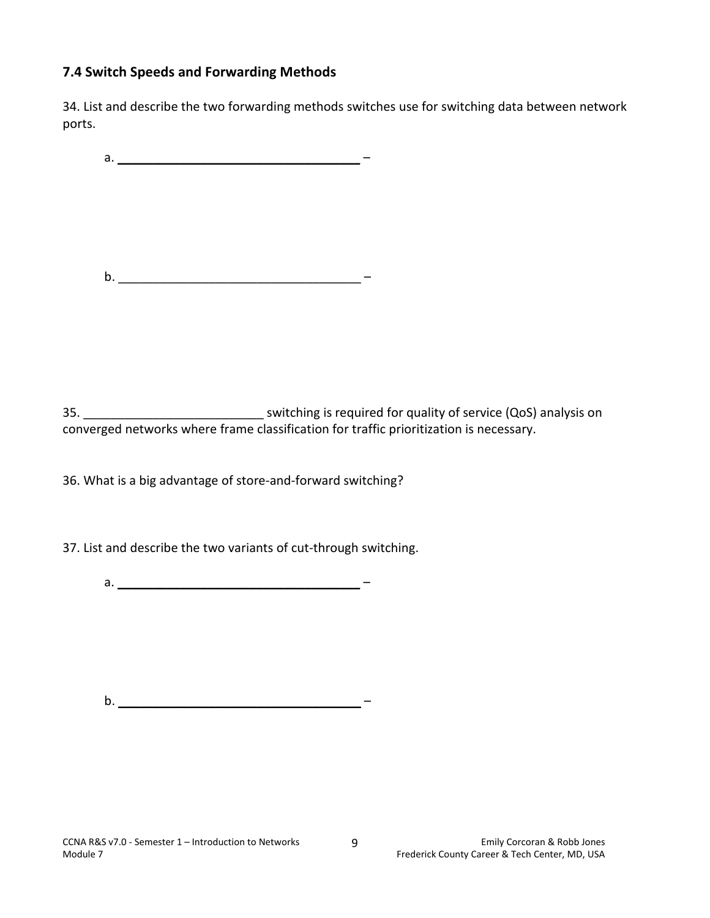### 7.4 Switch Speeds and Forwarding Methods

34. List and describe the two forwarding methods switches use for switching data between network ports.

a. ___________________________________ –

b. ___________________________________ –

35. _________________________ switching is required for quality of service (QoS) analysis on converged networks where frame classification for traffic prioritization is necessary.

36. What is a big advantage of store-and-forward switching?

37. List and describe the two variants of cut-through switching.

a. ___________________________________ –

b. ___________________________________ –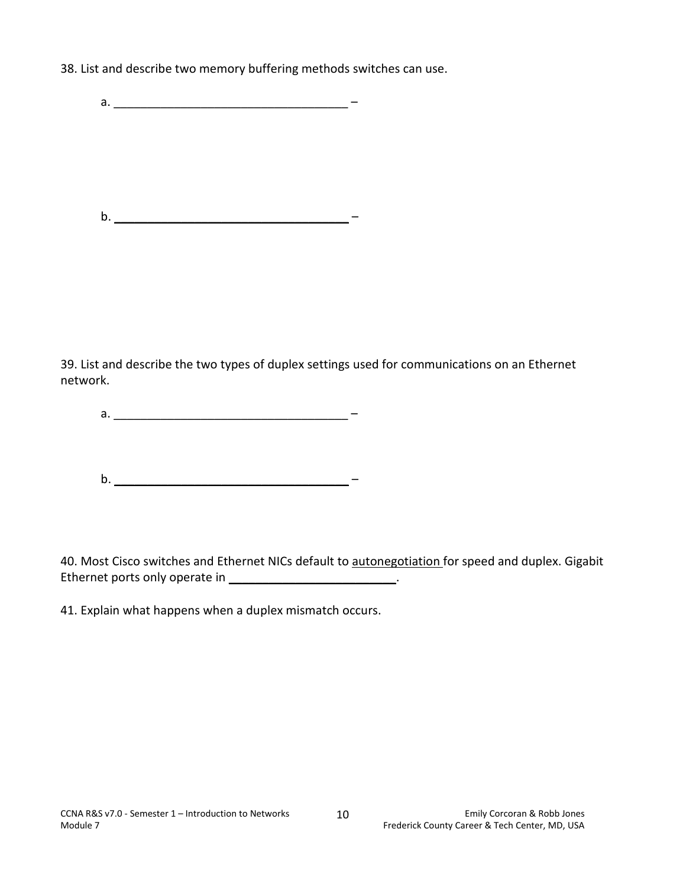38. List and describe two memory buffering methods switches can use.

a. ___________________________________ –

b. ___________________________________ –

39. List and describe the two types of duplex settings used for communications on an Ethernet network.

a. ___________________________________ –

b. ___________________________________ –

40. Most Cisco switches and Ethernet NICs default to <u>autonegotiation</u> for speed and duplex. Gigabit Ethernet ports only operate in _________________________.

41. Explain what happens when a duplex mismatch occurs.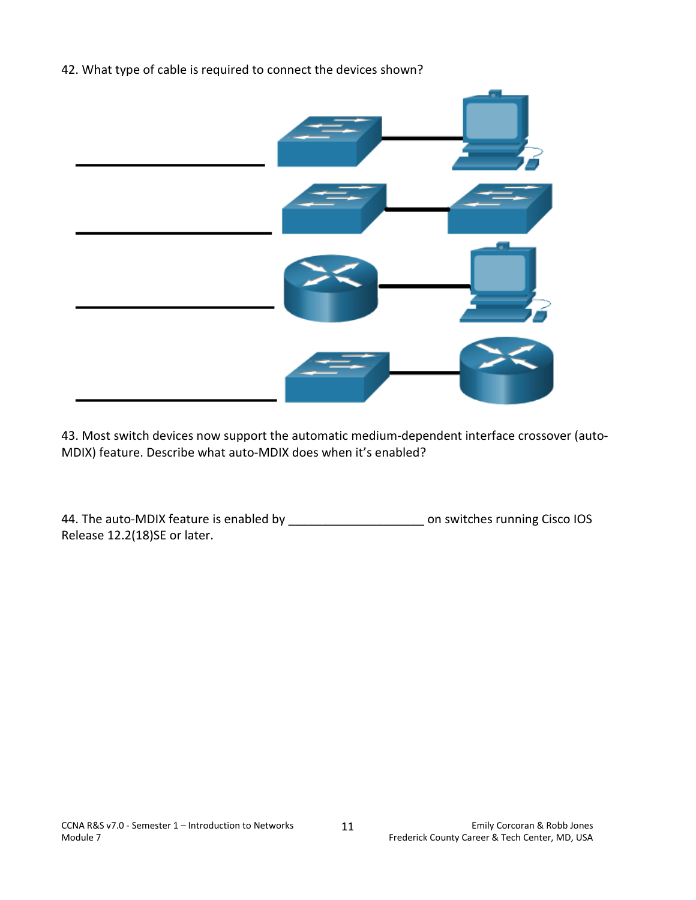42. What type of cable is required to connect the devices shown?

______________________________

______________________________

______________________________

______________________________

43. Most switch devices now support the automatic medium-dependent interface crossover (auto-MDIX) feature. Describe what auto-MDIX does when it's enabled?

44. The auto-MDIX feature is enabled by ____________________ on switches running Cisco IOS Release 12.2(18)SE or later.